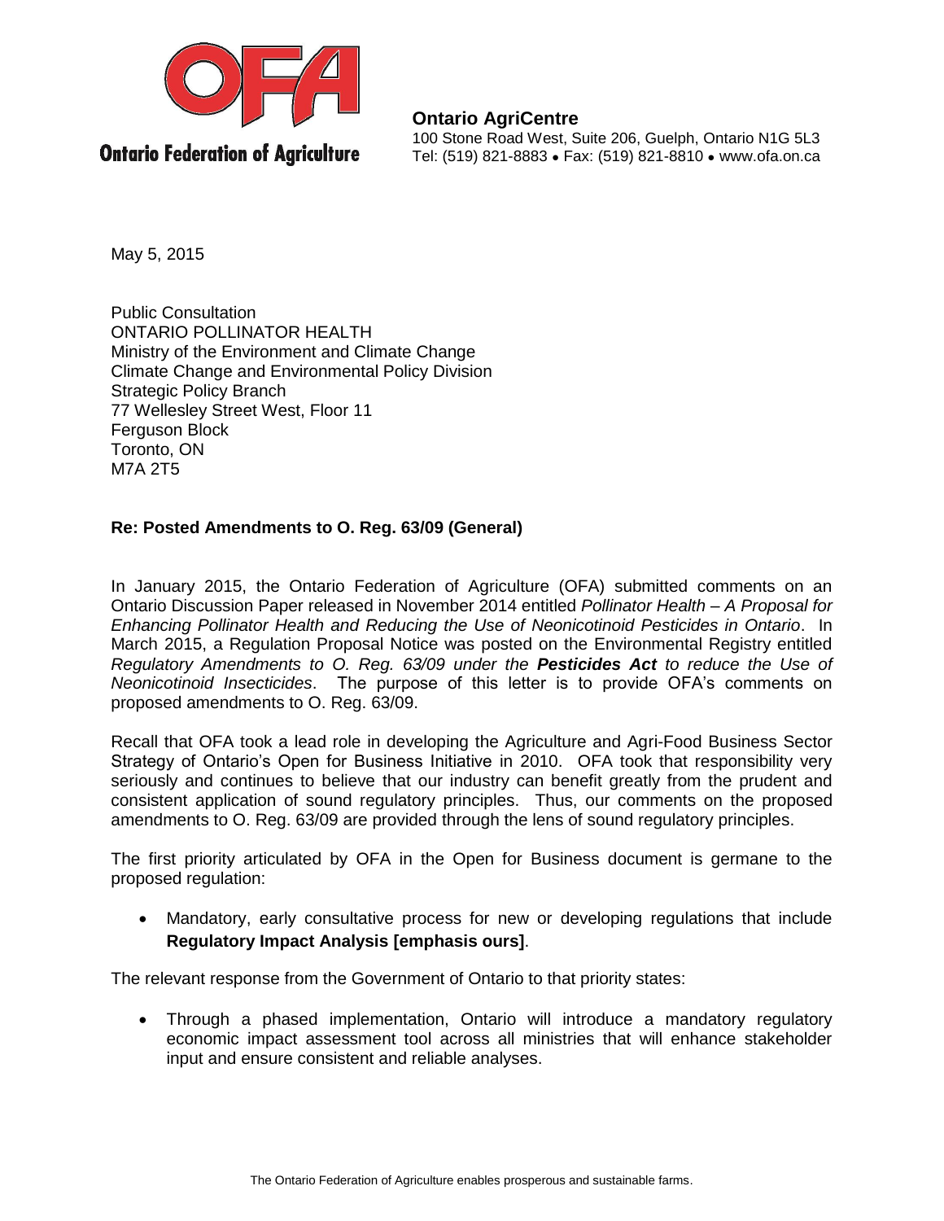**Ontario Federation of Agriculture**

**Ontario AgriCentre**
100 Stone Road West, Suite 206, Guelph, Ontario N1G 5L3
Tel: (519) 821-8883 • Fax: (519) 821-8810 • www.ofa.on.ca

May 5, 2015

Public Consultation
ONTARIO POLLINATOR HEALTH
Ministry of the Environment and Climate Change
Climate Change and Environmental Policy Division
Strategic Policy Branch
77 Wellesley Street West, Floor 11
Ferguson Block
Toronto, ON
M7A 2T5

**Re: Posted Amendments to O. Reg. 63/09 (General)**

In January 2015, the Ontario Federation of Agriculture (OFA) submitted comments on an Ontario Discussion Paper released in November 2014 entitled *Pollinator Health – A Proposal for Enhancing Pollinator Health and Reducing the Use of Neonicotinoid Pesticides in Ontario*. In March 2015, a Regulation Proposal Notice was posted on the Environmental Registry entitled *Regulatory Amendments to O. Reg. 63/09 under the **Pesticides Act** to reduce the Use of Neonicotinoid Insecticides*. The purpose of this letter is to provide OFA's comments on proposed amendments to O. Reg. 63/09.

Recall that OFA took a lead role in developing the Agriculture and Agri-Food Business Sector Strategy of Ontario's Open for Business Initiative in 2010. OFA took that responsibility very seriously and continues to believe that our industry can benefit greatly from the prudent and consistent application of sound regulatory principles. Thus, our comments on the proposed amendments to O. Reg. 63/09 are provided through the lens of sound regulatory principles.

The first priority articulated by OFA in the Open for Business document is germane to the proposed regulation:

- Mandatory, early consultative process for new or developing regulations that include **Regulatory Impact Analysis [emphasis ours]**.

The relevant response from the Government of Ontario to that priority states:

- Through a phased implementation, Ontario will introduce a mandatory regulatory economic impact assessment tool across all ministries that will enhance stakeholder input and ensure consistent and reliable analyses.

The Ontario Federation of Agriculture enables prosperous and sustainable farms.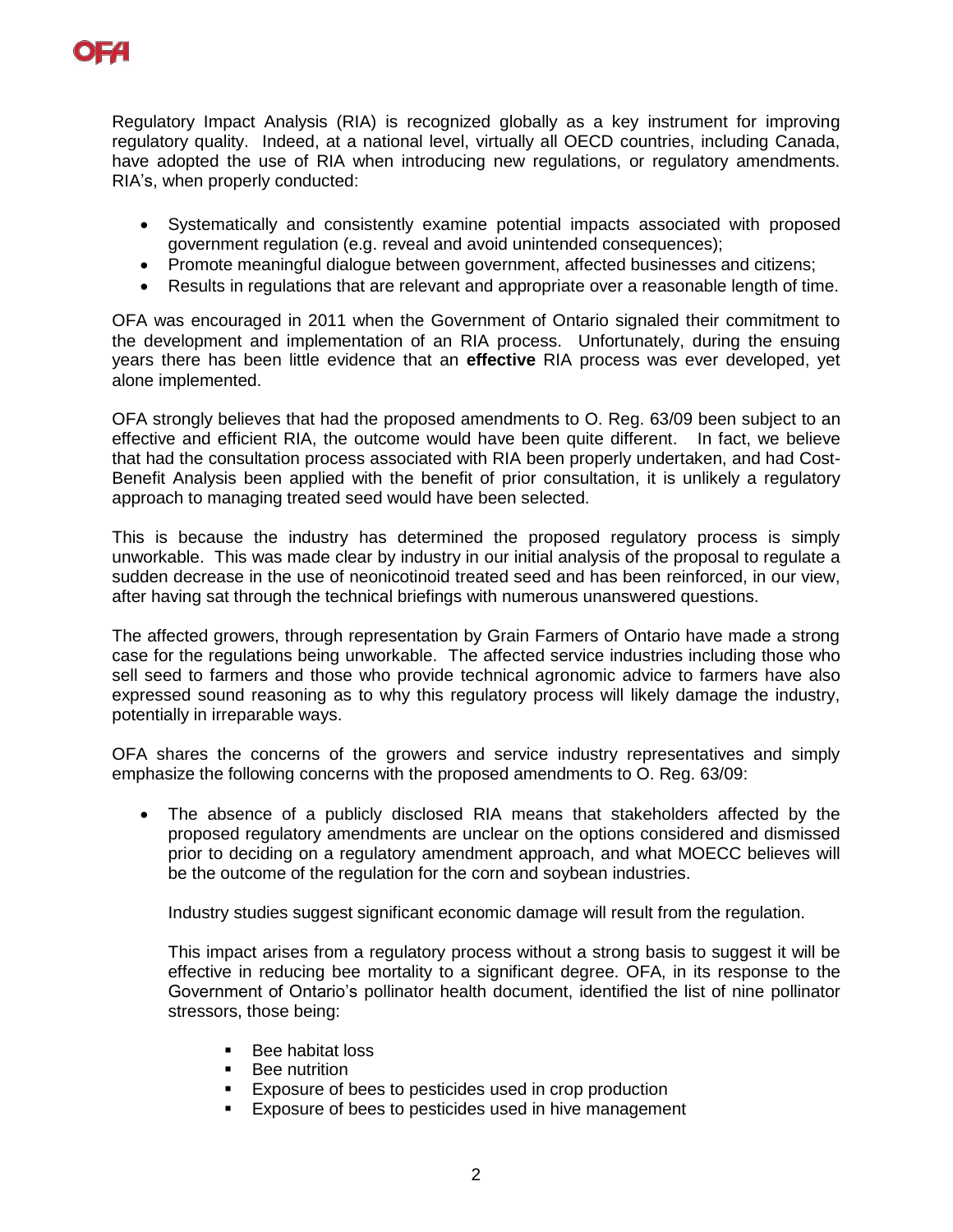Regulatory Impact Analysis (RIA) is recognized globally as a key instrument for improving regulatory quality. Indeed, at a national level, virtually all OECD countries, including Canada, have adopted the use of RIA when introducing new regulations, or regulatory amendments. RIA's, when properly conducted:

- Systematically and consistently examine potential impacts associated with proposed government regulation (e.g. reveal and avoid unintended consequences);
- Promote meaningful dialogue between government, affected businesses and citizens;
- Results in regulations that are relevant and appropriate over a reasonable length of time.

OFA was encouraged in 2011 when the Government of Ontario signaled their commitment to the development and implementation of an RIA process. Unfortunately, during the ensuing years there has been little evidence that an **effective** RIA process was ever developed, yet alone implemented.

OFA strongly believes that had the proposed amendments to O. Reg. 63/09 been subject to an effective and efficient RIA, the outcome would have been quite different. In fact, we believe that had the consultation process associated with RIA been properly undertaken, and had Cost-Benefit Analysis been applied with the benefit of prior consultation, it is unlikely a regulatory approach to managing treated seed would have been selected.

This is because the industry has determined the proposed regulatory process is simply unworkable. This was made clear by industry in our initial analysis of the proposal to regulate a sudden decrease in the use of neonicotinoid treated seed and has been reinforced, in our view, after having sat through the technical briefings with numerous unanswered questions.

The affected growers, through representation by Grain Farmers of Ontario have made a strong case for the regulations being unworkable. The affected service industries including those who sell seed to farmers and those who provide technical agronomic advice to farmers have also expressed sound reasoning as to why this regulatory process will likely damage the industry, potentially in irreparable ways.

OFA shares the concerns of the growers and service industry representatives and simply emphasize the following concerns with the proposed amendments to O. Reg. 63/09:

- The absence of a publicly disclosed RIA means that stakeholders affected by the proposed regulatory amendments are unclear on the options considered and dismissed prior to deciding on a regulatory amendment approach, and what MOECC believes will be the outcome of the regulation for the corn and soybean industries.

  Industry studies suggest significant economic damage will result from the regulation.

  This impact arises from a regulatory process without a strong basis to suggest it will be effective in reducing bee mortality to a significant degree. OFA, in its response to the Government of Ontario's pollinator health document, identified the list of nine pollinator stressors, those being:

  - Bee habitat loss
  - Bee nutrition
  - Exposure of bees to pesticides used in crop production
  - Exposure of bees to pesticides used in hive management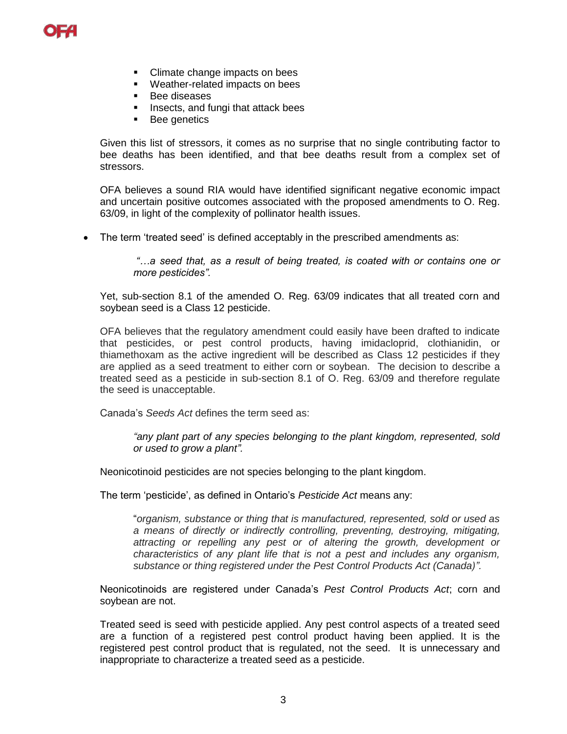- Climate change impacts on bees
- Weather-related impacts on bees
- Bee diseases
- Insects, and fungi that attack bees
- Bee genetics

Given this list of stressors, it comes as no surprise that no single contributing factor to bee deaths has been identified, and that bee deaths result from a complex set of stressors.

OFA believes a sound RIA would have identified significant negative economic impact and uncertain positive outcomes associated with the proposed amendments to O. Reg. 63/09, in light of the complexity of pollinator health issues.

- The term 'treated seed' is defined acceptably in the prescribed amendments as:

  > *"…a seed that, as a result of being treated, is coated with or contains one or more pesticides".*

  Yet, sub-section 8.1 of the amended O. Reg. 63/09 indicates that all treated corn and soybean seed is a Class 12 pesticide.

  OFA believes that the regulatory amendment could easily have been drafted to indicate that pesticides, or pest control products, having imidacloprid, clothianidin, or thiamethoxam as the active ingredient will be described as Class 12 pesticides if they are applied as a seed treatment to either corn or soybean. The decision to describe a treated seed as a pesticide in sub-section 8.1 of O. Reg. 63/09 and therefore regulate the seed is unacceptable.

  Canada's *Seeds Act* defines the term seed as:

  > *"any plant part of any species belonging to the plant kingdom, represented, sold or used to grow a plant".*

  Neonicotinoid pesticides are not species belonging to the plant kingdom.

  The term 'pesticide', as defined in Ontario's *Pesticide Act* means any:

  > "*organism, substance or thing that is manufactured, represented, sold or used as a means of directly or indirectly controlling, preventing, destroying, mitigating, attracting or repelling any pest or of altering the growth, development or characteristics of any plant life that is not a pest and includes any organism, substance or thing registered under the Pest Control Products Act (Canada)".*

  Neonicotinoids are registered under Canada's *Pest Control Products Act*; corn and soybean are not.

  Treated seed is seed with pesticide applied. Any pest control aspects of a treated seed are a function of a registered pest control product having been applied. It is the registered pest control product that is regulated, not the seed. It is unnecessary and inappropriate to characterize a treated seed as a pesticide.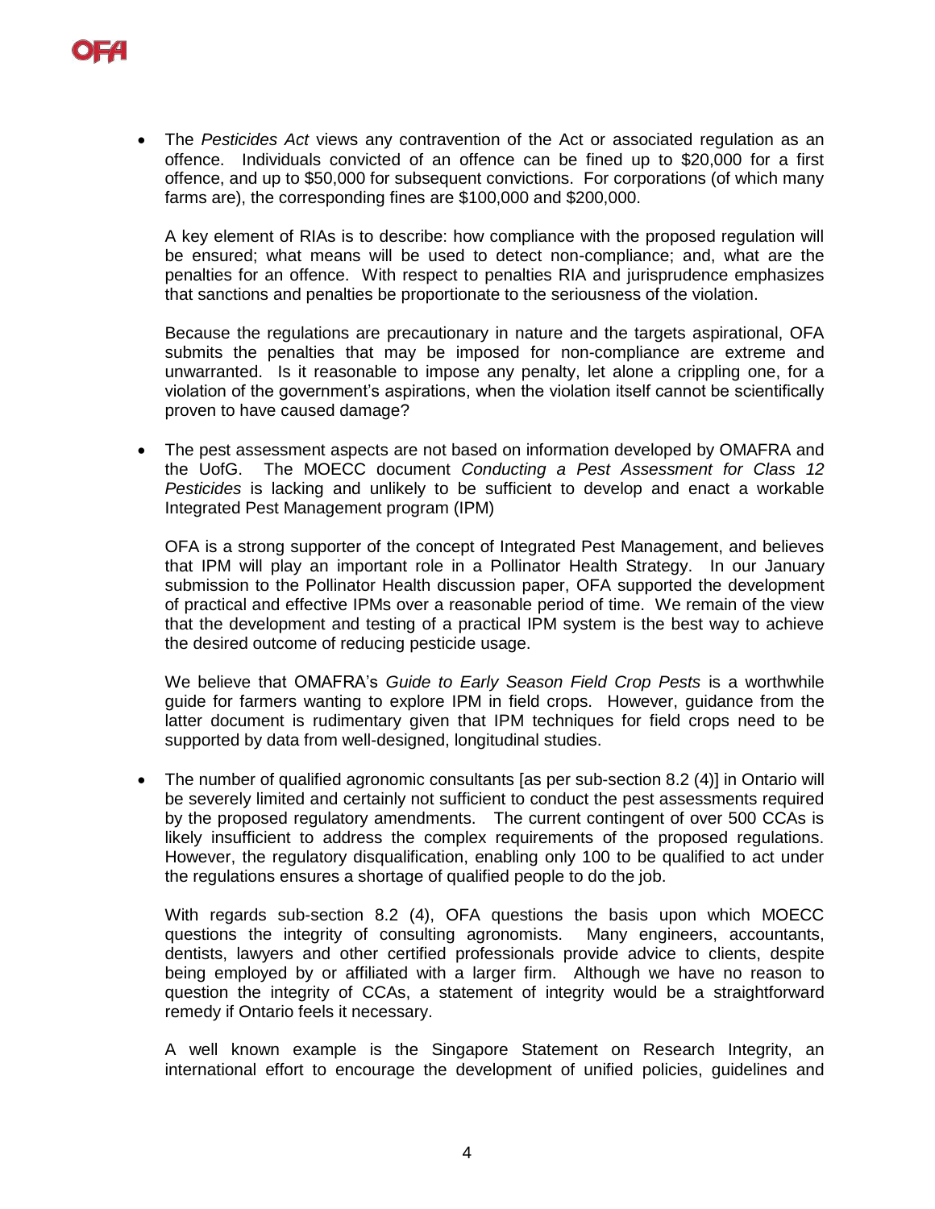- The *Pesticides Act* views any contravention of the Act or associated regulation as an offence. Individuals convicted of an offence can be fined up to $20,000 for a first offence, and up to $50,000 for subsequent convictions. For corporations (of which many farms are), the corresponding fines are $100,000 and $200,000.

  A key element of RIAs is to describe: how compliance with the proposed regulation will be ensured; what means will be used to detect non-compliance; and, what are the penalties for an offence. With respect to penalties RIA and jurisprudence emphasizes that sanctions and penalties be proportionate to the seriousness of the violation.

  Because the regulations are precautionary in nature and the targets aspirational, OFA submits the penalties that may be imposed for non-compliance are extreme and unwarranted. Is it reasonable to impose any penalty, let alone a crippling one, for a violation of the government's aspirations, when the violation itself cannot be scientifically proven to have caused damage?

- The pest assessment aspects are not based on information developed by OMAFRA and the UofG. The MOECC document *Conducting a Pest Assessment for Class 12 Pesticides* is lacking and unlikely to be sufficient to develop and enact a workable Integrated Pest Management program (IPM)

  OFA is a strong supporter of the concept of Integrated Pest Management, and believes that IPM will play an important role in a Pollinator Health Strategy. In our January submission to the Pollinator Health discussion paper, OFA supported the development of practical and effective IPMs over a reasonable period of time. We remain of the view that the development and testing of a practical IPM system is the best way to achieve the desired outcome of reducing pesticide usage.

  We believe that OMAFRA's *Guide to Early Season Field Crop Pests* is a worthwhile guide for farmers wanting to explore IPM in field crops. However, guidance from the latter document is rudimentary given that IPM techniques for field crops need to be supported by data from well-designed, longitudinal studies.

- The number of qualified agronomic consultants [as per sub-section 8.2 (4)] in Ontario will be severely limited and certainly not sufficient to conduct the pest assessments required by the proposed regulatory amendments. The current contingent of over 500 CCAs is likely insufficient to address the complex requirements of the proposed regulations. However, the regulatory disqualification, enabling only 100 to be qualified to act under the regulations ensures a shortage of qualified people to do the job.

  With regards sub-section 8.2 (4), OFA questions the basis upon which MOECC questions the integrity of consulting agronomists. Many engineers, accountants, dentists, lawyers and other certified professionals provide advice to clients, despite being employed by or affiliated with a larger firm. Although we have no reason to question the integrity of CCAs, a statement of integrity would be a straightforward remedy if Ontario feels it necessary.

  A well known example is the Singapore Statement on Research Integrity, an international effort to encourage the development of unified policies, guidelines and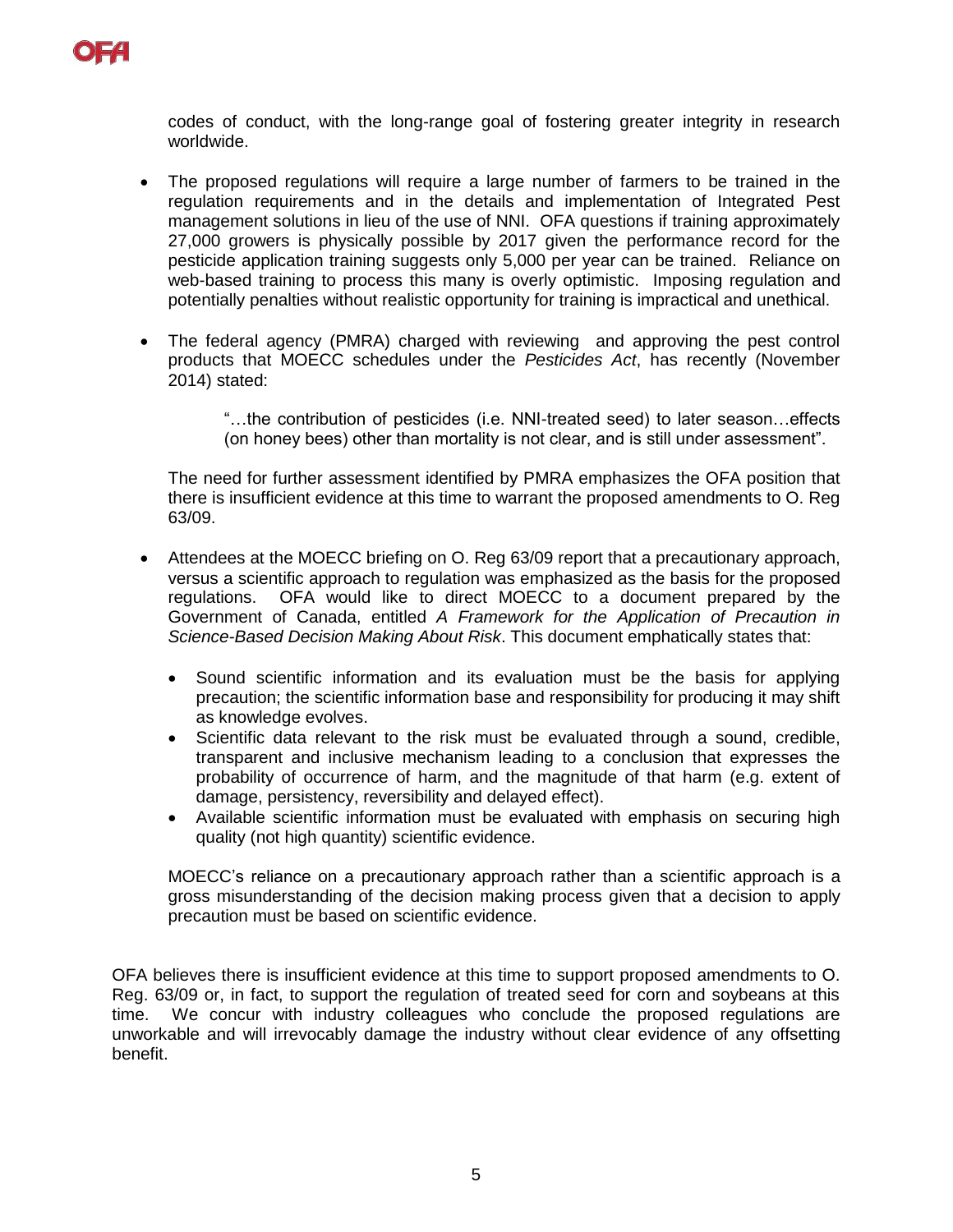codes of conduct, with the long-range goal of fostering greater integrity in research worldwide.

- The proposed regulations will require a large number of farmers to be trained in the regulation requirements and in the details and implementation of Integrated Pest management solutions in lieu of the use of NNI. OFA questions if training approximately 27,000 growers is physically possible by 2017 given the performance record for the pesticide application training suggests only 5,000 per year can be trained. Reliance on web-based training to process this many is overly optimistic. Imposing regulation and potentially penalties without realistic opportunity for training is impractical and unethical.

- The federal agency (PMRA) charged with reviewing and approving the pest control products that MOECC schedules under the *Pesticides Act*, has recently (November 2014) stated:

  > "…the contribution of pesticides (i.e. NNI-treated seed) to later season…effects (on honey bees) other than mortality is not clear, and is still under assessment".

  The need for further assessment identified by PMRA emphasizes the OFA position that there is insufficient evidence at this time to warrant the proposed amendments to O. Reg 63/09.

- Attendees at the MOECC briefing on O. Reg 63/09 report that a precautionary approach, versus a scientific approach to regulation was emphasized as the basis for the proposed regulations. OFA would like to direct MOECC to a document prepared by the Government of Canada, entitled *A Framework for the Application of Precaution in Science-Based Decision Making About Risk*. This document emphatically states that:

  - Sound scientific information and its evaluation must be the basis for applying precaution; the scientific information base and responsibility for producing it may shift as knowledge evolves.
  - Scientific data relevant to the risk must be evaluated through a sound, credible, transparent and inclusive mechanism leading to a conclusion that expresses the probability of occurrence of harm, and the magnitude of that harm (e.g. extent of damage, persistency, reversibility and delayed effect).
  - Available scientific information must be evaluated with emphasis on securing high quality (not high quantity) scientific evidence.

  MOECC's reliance on a precautionary approach rather than a scientific approach is a gross misunderstanding of the decision making process given that a decision to apply precaution must be based on scientific evidence.

OFA believes there is insufficient evidence at this time to support proposed amendments to O. Reg. 63/09 or, in fact, to support the regulation of treated seed for corn and soybeans at this time. We concur with industry colleagues who conclude the proposed regulations are unworkable and will irrevocably damage the industry without clear evidence of any offsetting benefit.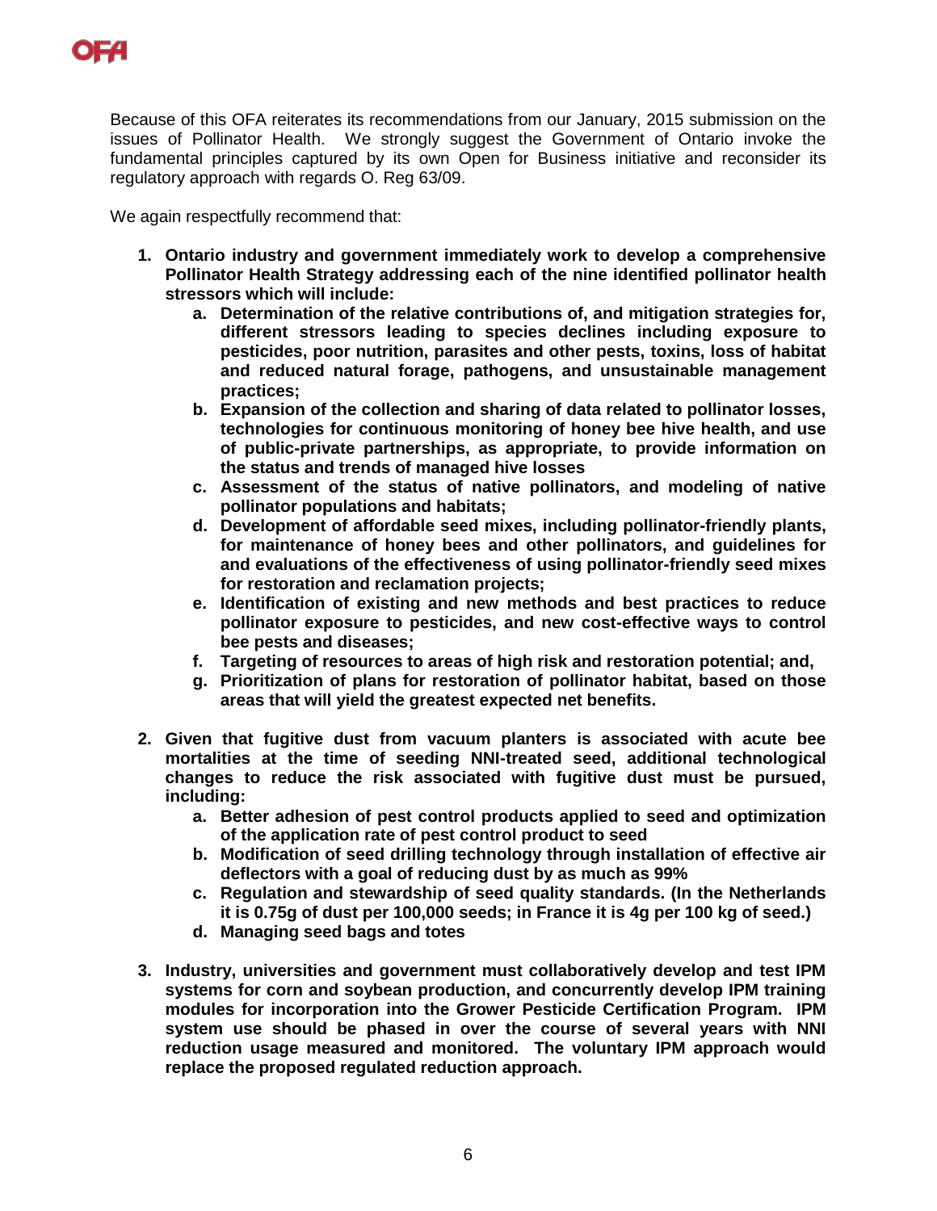Because of this OFA reiterates its recommendations from our January, 2015 submission on the issues of Pollinator Health. We strongly suggest the Government of Ontario invoke the fundamental principles captured by its own Open for Business initiative and reconsider its regulatory approach with regards O. Reg 63/09.

We again respectfully recommend that:

1. **Ontario industry and government immediately work to develop a comprehensive Pollinator Health Strategy addressing each of the nine identified pollinator health stressors which will include:**
   a. **Determination of the relative contributions of, and mitigation strategies for, different stressors leading to species declines including exposure to pesticides, poor nutrition, parasites and other pests, toxins, loss of habitat and reduced natural forage, pathogens, and unsustainable management practices;**
   b. **Expansion of the collection and sharing of data related to pollinator losses, technologies for continuous monitoring of honey bee hive health, and use of public-private partnerships, as appropriate, to provide information on the status and trends of managed hive losses**
   c. **Assessment of the status of native pollinators, and modeling of native pollinator populations and habitats;**
   d. **Development of affordable seed mixes, including pollinator-friendly plants, for maintenance of honey bees and other pollinators, and guidelines for and evaluations of the effectiveness of using pollinator-friendly seed mixes for restoration and reclamation projects;**
   e. **Identification of existing and new methods and best practices to reduce pollinator exposure to pesticides, and new cost-effective ways to control bee pests and diseases;**
   f. **Targeting of resources to areas of high risk and restoration potential; and,**
   g. **Prioritization of plans for restoration of pollinator habitat, based on those areas that will yield the greatest expected net benefits.**

2. **Given that fugitive dust from vacuum planters is associated with acute bee mortalities at the time of seeding NNI-treated seed, additional technological changes to reduce the risk associated with fugitive dust must be pursued, including:**
   a. **Better adhesion of pest control products applied to seed and optimization of the application rate of pest control product to seed**
   b. **Modification of seed drilling technology through installation of effective air deflectors with a goal of reducing dust by as much as 99%**
   c. **Regulation and stewardship of seed quality standards. (In the Netherlands it is 0.75g of dust per 100,000 seeds; in France it is 4g per 100 kg of seed.)**
   d. **Managing seed bags and totes**

3. **Industry, universities and government must collaboratively develop and test IPM systems for corn and soybean production, and concurrently develop IPM training modules for incorporation into the Grower Pesticide Certification Program. IPM system use should be phased in over the course of several years with NNI reduction usage measured and monitored. The voluntary IPM approach would replace the proposed regulated reduction approach.**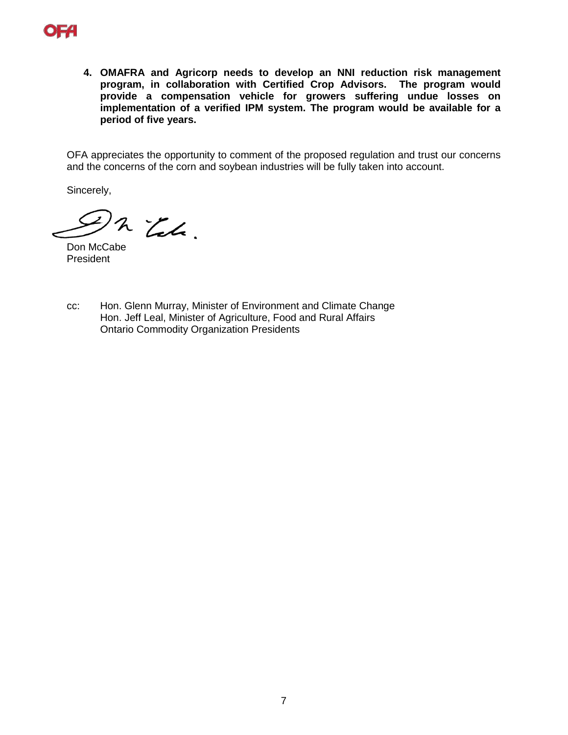4. **OMAFRA and Agricorp needs to develop an NNI reduction risk management program, in collaboration with Certified Crop Advisors. The program would provide a compensation vehicle for growers suffering undue losses on implementation of a verified IPM system. The program would be available for a period of five years.**

OFA appreciates the opportunity to comment of the proposed regulation and trust our concerns and the concerns of the corn and soybean industries will be fully taken into account.

Sincerely,

Don McCabe
President

cc: Hon. Glenn Murray, Minister of Environment and Climate Change
Hon. Jeff Leal, Minister of Agriculture, Food and Rural Affairs
Ontario Commodity Organization Presidents